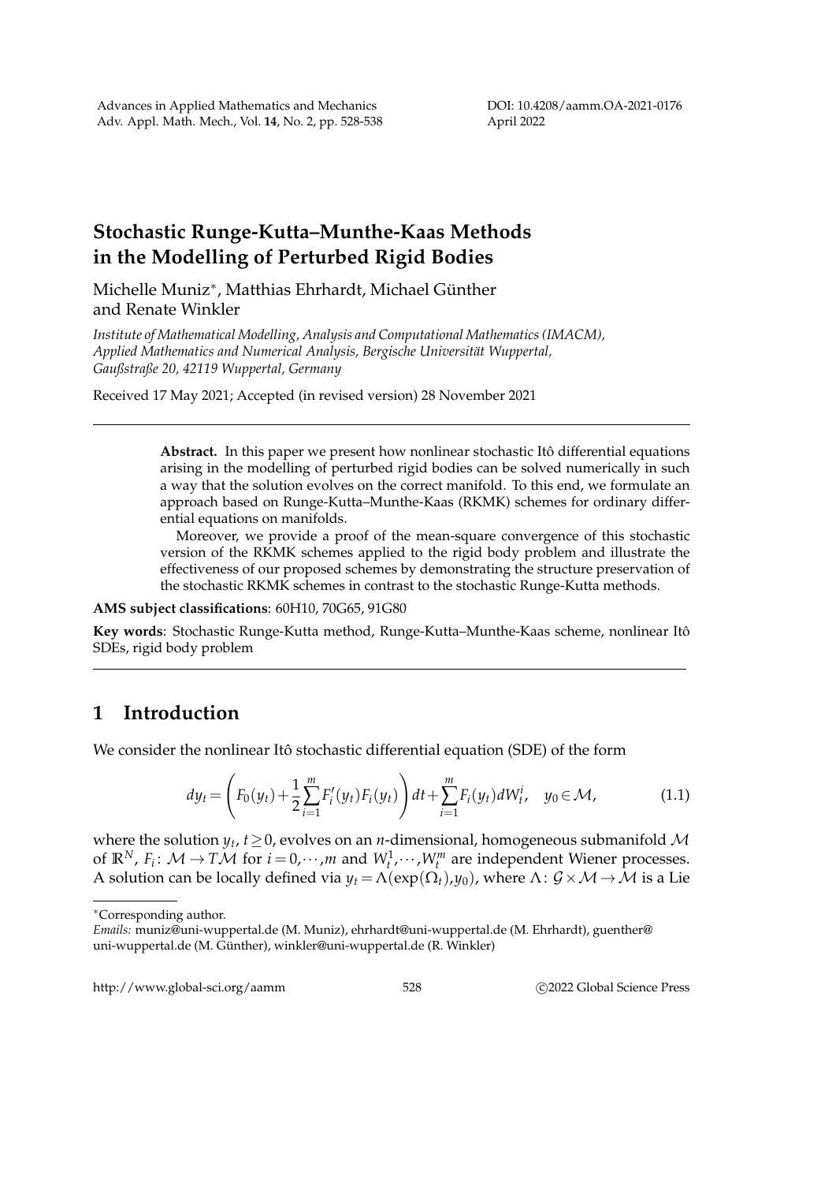# Stochastic Runge-Kutta–Munthe-Kaas Methods in the Modelling of Perturbed Rigid Bodies

Michelle Muniz[*], Matthias Ehrhardt, Michael Günther and Renate Winkler

*Institute of Mathematical Modelling, Analysis and Computational Mathematics (IMACM), Applied Mathematics and Numerical Analysis, Bergische Universität Wuppertal, Gaußstraße 20, 42119 Wuppertal, Germany*

Received 17 May 2021; Accepted (in revised version) 28 November 2021

**Abstract.** In this paper we present how nonlinear stochastic Itô differential equations arising in the modelling of perturbed rigid bodies can be solved numerically in such a way that the solution evolves on the correct manifold. To this end, we formulate an approach based on Runge-Kutta–Munthe-Kaas (RKMK) schemes for ordinary differential equations on manifolds.

Moreover, we provide a proof of the mean-square convergence of this stochastic version of the RKMK schemes applied to the rigid body problem and illustrate the effectiveness of our proposed schemes by demonstrating the structure preservation of the stochastic RKMK schemes in contrast to the stochastic Runge-Kutta methods.

**AMS subject classifications**: 60H10, 70G65, 91G80

**Key words**: Stochastic Runge-Kutta method, Runge-Kutta–Munthe-Kaas scheme, nonlinear Itô SDEs, rigid body problem

## 1 Introduction

We consider the nonlinear Itô stochastic differential equation (SDE) of the form

$$dy_t = \left( F_0(y_t) + \frac{1}{2}\sum_{i=1}^{m} F_i'(y_t)F_i(y_t) \right) dt + \sum_{i=1}^{m} F_i(y_t) dW_t^i, \quad y_0 \in \mathcal{M}, \tag{1.1}$$

where the solution $y_t$, $t \geq 0$, evolves on an $n$-dimensional, homogeneous submanifold $\mathcal{M}$ of $\mathbb{R}^N$, $F_i \colon \mathcal{M} \to T\mathcal{M}$ for $i = 0, \cdots, m$ and $W_t^1, \cdots, W_t^m$ are independent Wiener processes. A solution can be locally defined via $y_t = \Lambda(\exp(\Omega_t), y_0)$, where $\Lambda \colon \mathcal{G} \times \mathcal{M} \to \mathcal{M}$ is a Lie

---

[*]Corresponding author.

*Emails:* muniz@uni-wuppertal.de (M. Muniz), ehrhardt@uni-wuppertal.de (M. Ehrhardt), guenther@uni-wuppertal.de (M. Günther), winkler@uni-wuppertal.de (R. Winkler)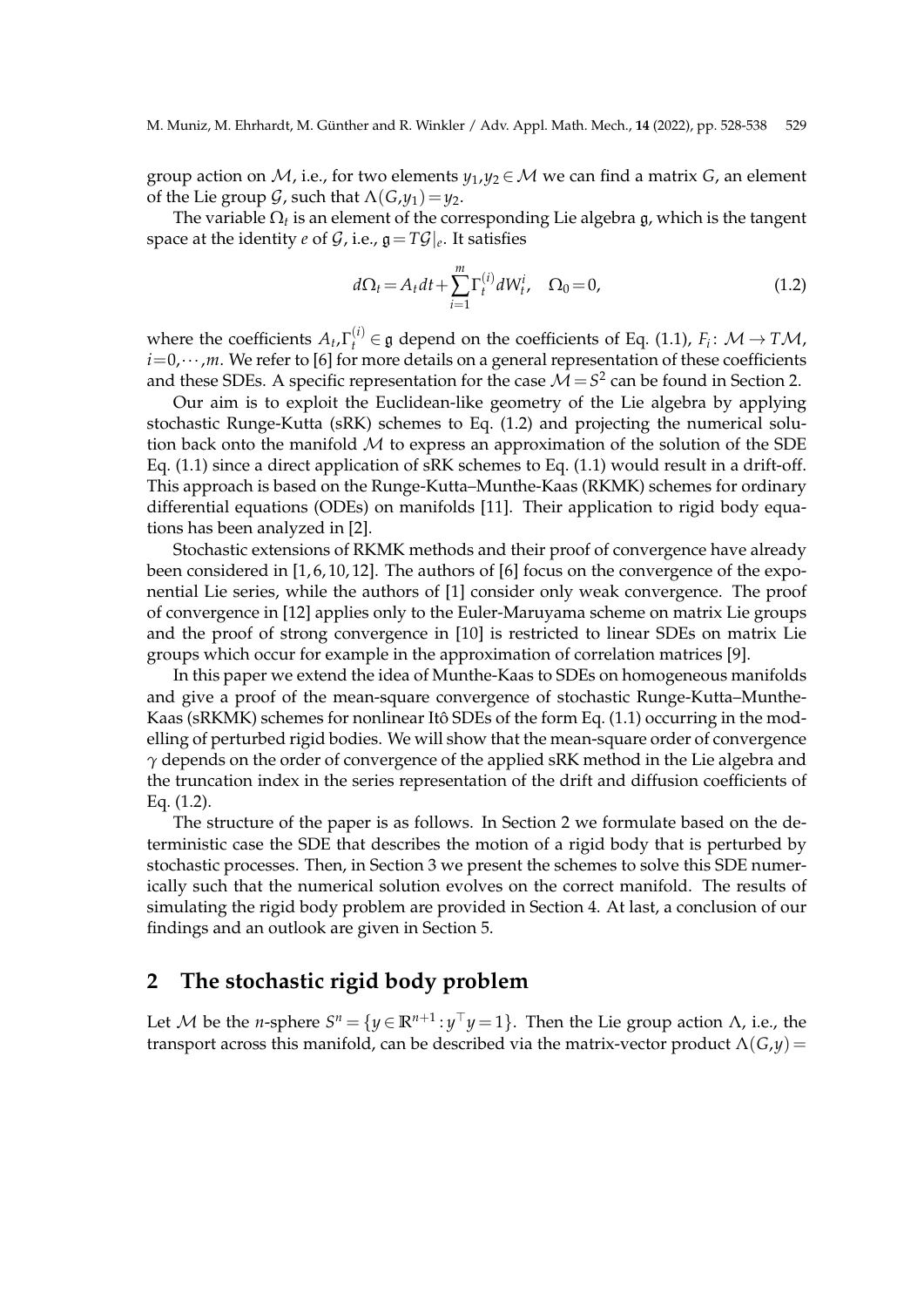group action on $\mathcal{M}$, i.e., for two elements $y_1,y_2 \in \mathcal{M}$ we can find a matrix $G$, an element of the Lie group $\mathcal{G}$, such that $\Lambda(G,y_1)=y_2$.

The variable $\Omega_t$ is an element of the corresponding Lie algebra $\mathfrak{g}$, which is the tangent space at the identity $e$ of $\mathcal{G}$, i.e., $\mathfrak{g}=T\mathcal{G}|_e$. It satisfies

$$d\Omega_t = A_t dt + \sum_{i=1}^{m} \Gamma_t^{(i)} dW_t^i, \quad \Omega_0 = 0, \tag{1.2}$$

where the coefficients $A_t, \Gamma_t^{(i)} \in \mathfrak{g}$ depend on the coefficients of Eq. (1.1), $F_i\colon \mathcal{M} \to T\mathcal{M}$, $i=0,\cdots,m$. We refer to [6] for more details on a general representation of these coefficients and these SDEs. A specific representation for the case $\mathcal{M}=S^2$ can be found in Section 2.

Our aim is to exploit the Euclidean-like geometry of the Lie algebra by applying stochastic Runge-Kutta (sRK) schemes to Eq. (1.2) and projecting the numerical solution back onto the manifold $\mathcal{M}$ to express an approximation of the solution of the SDE Eq. (1.1) since a direct application of sRK schemes to Eq. (1.1) would result in a drift-off. This approach is based on the Runge-Kutta–Munthe-Kaas (RKMK) schemes for ordinary differential equations (ODEs) on manifolds [11]. Their application to rigid body equations has been analyzed in [2].

Stochastic extensions of RKMK methods and their proof of convergence have already been considered in [1,6,10,12]. The authors of [6] focus on the convergence of the exponential Lie series, while the authors of [1] consider only weak convergence. The proof of convergence in [12] applies only to the Euler-Maruyama scheme on matrix Lie groups and the proof of strong convergence in [10] is restricted to linear SDEs on matrix Lie groups which occur for example in the approximation of correlation matrices [9].

In this paper we extend the idea of Munthe-Kaas to SDEs on homogeneous manifolds and give a proof of the mean-square convergence of stochastic Runge-Kutta–Munthe-Kaas (sRKMK) schemes for nonlinear Itô SDEs of the form Eq. (1.1) occurring in the modelling of perturbed rigid bodies. We will show that the mean-square order of convergence $\gamma$ depends on the order of convergence of the applied sRK method in the Lie algebra and the truncation index in the series representation of the drift and diffusion coefficients of Eq. (1.2).

The structure of the paper is as follows. In Section 2 we formulate based on the deterministic case the SDE that describes the motion of a rigid body that is perturbed by stochastic processes. Then, in Section 3 we present the schemes to solve this SDE numerically such that the numerical solution evolves on the correct manifold. The results of simulating the rigid body problem are provided in Section 4. At last, a conclusion of our findings and an outlook are given in Section 5.

## 2 The stochastic rigid body problem

Let $\mathcal{M}$ be the $n$-sphere $S^n=\{y \in \mathbb{R}^{n+1} : y^\top y = 1\}$. Then the Lie group action $\Lambda$, i.e., the transport across this manifold, can be described via the matrix-vector product $\Lambda(G,y)=$